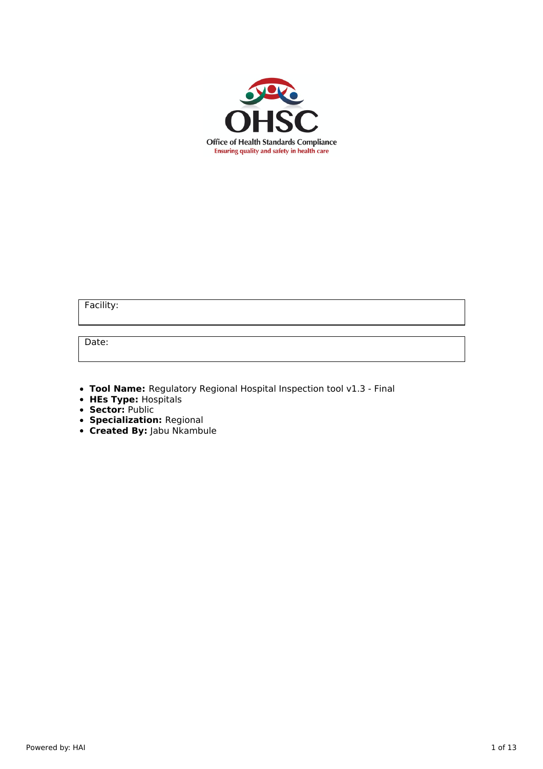OHSC

Office of Health Standards Compliance

Ensuring quality and safety in health care

| Facility: |
| --- |

| Date: |
| --- |

- **Tool Name:** Regulatory Regional Hospital Inspection tool v1.3 - Final
- **HEs Type:** Hospitals
- **Sector:** Public
- **Specialization:** Regional
- **Created By:** Jabu Nkambule

Powered by: HAI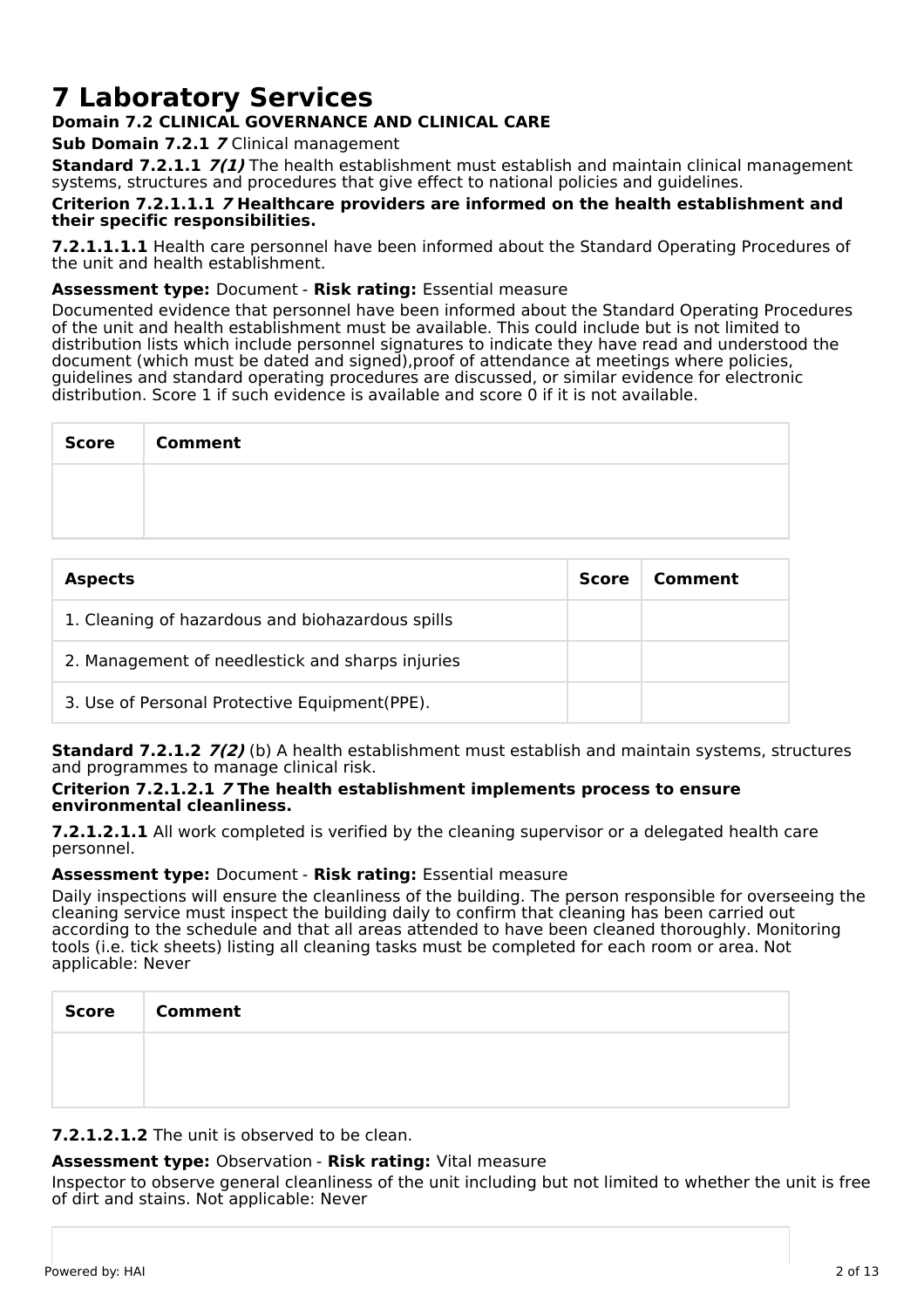# 7 Laboratory Services

**Domain 7.2 CLINICAL GOVERNANCE AND CLINICAL CARE**

**Sub Domain 7.2.1** ***7*** Clinical management

**Standard 7.2.1.1** ***7(1)*** The health establishment must establish and maintain clinical management systems, structures and procedures that give effect to national policies and guidelines.

**Criterion 7.2.1.1.1** ***7*** **Healthcare providers are informed on the health establishment and their specific responsibilities.**

**7.2.1.1.1.1** Health care personnel have been informed about the Standard Operating Procedures of the unit and health establishment.

**Assessment type:** Document - **Risk rating:** Essential measure

Documented evidence that personnel have been informed about the Standard Operating Procedures of the unit and health establishment must be available. This could include but is not limited to distribution lists which include personnel signatures to indicate they have read and understood the document (which must be dated and signed),proof of attendance at meetings where policies, guidelines and standard operating procedures are discussed, or similar evidence for electronic distribution. Score 1 if such evidence is available and score 0 if it is not available.

| Score | Comment |
|---|---|
| | |

| Aspects | Score | Comment |
|---|---|---|
| 1. Cleaning of hazardous and biohazardous spills | | |
| 2. Management of needlestick and sharps injuries | | |
| 3. Use of Personal Protective Equipment(PPE). | | |

**Standard 7.2.1.2** ***7(2)*** (b) A health establishment must establish and maintain systems, structures and programmes to manage clinical risk.

**Criterion 7.2.1.2.1** ***7*** **The health establishment implements process to ensure environmental cleanliness.**

**7.2.1.2.1.1** All work completed is verified by the cleaning supervisor or a delegated health care personnel.

**Assessment type:** Document - **Risk rating:** Essential measure

Daily inspections will ensure the cleanliness of the building. The person responsible for overseeing the cleaning service must inspect the building daily to confirm that cleaning has been carried out according to the schedule and that all areas attended to have been cleaned thoroughly. Monitoring tools (i.e. tick sheets) listing all cleaning tasks must be completed for each room or area. Not applicable: Never

| Score | Comment |
|---|---|
| | |

**7.2.1.2.1.2** The unit is observed to be clean.

**Assessment type:** Observation - **Risk rating:** Vital measure

Inspector to observe general cleanliness of the unit including but not limited to whether the unit is free of dirt and stains. Not applicable: Never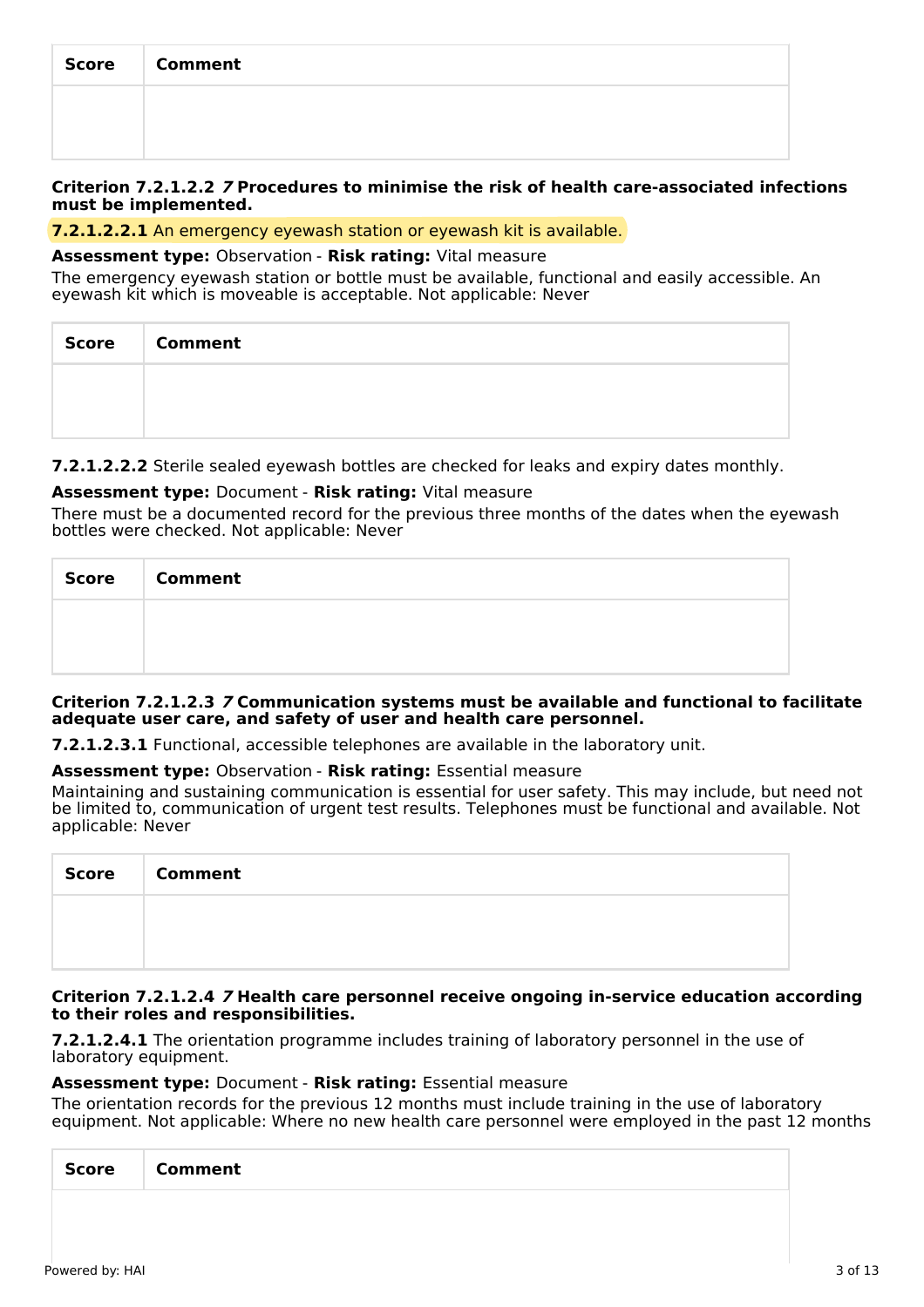| Score | Comment |
|---|---|
| | |

**Criterion 7.2.1.2.2** ***7*** **Procedures to minimise the risk of health care-associated infections must be implemented.**

**7.2.1.2.2.1** An emergency eyewash station or eyewash kit is available.

**Assessment type:** Observation - **Risk rating:** Vital measure

The emergency eyewash station or bottle must be available, functional and easily accessible. An eyewash kit which is moveable is acceptable. Not applicable: Never

| Score | Comment |
|---|---|
| | |

**7.2.1.2.2.2** Sterile sealed eyewash bottles are checked for leaks and expiry dates monthly.

**Assessment type:** Document - **Risk rating:** Vital measure

There must be a documented record for the previous three months of the dates when the eyewash bottles were checked. Not applicable: Never

| Score | Comment |
|---|---|
| | |

**Criterion 7.2.1.2.3** ***7*** **Communication systems must be available and functional to facilitate adequate user care, and safety of user and health care personnel.**

**7.2.1.2.3.1** Functional, accessible telephones are available in the laboratory unit.

**Assessment type:** Observation - **Risk rating:** Essential measure

Maintaining and sustaining communication is essential for user safety. This may include, but need not be limited to, communication of urgent test results. Telephones must be functional and available. Not applicable: Never

| Score | Comment |
|---|---|
| | |

**Criterion 7.2.1.2.4** ***7*** **Health care personnel receive ongoing in-service education according to their roles and responsibilities.**

**7.2.1.2.4.1** The orientation programme includes training of laboratory personnel in the use of laboratory equipment.

**Assessment type:** Document - **Risk rating:** Essential measure

The orientation records for the previous 12 months must include training in the use of laboratory equipment. Not applicable: Where no new health care personnel were employed in the past 12 months

| Score | Comment |
|---|---|
| | |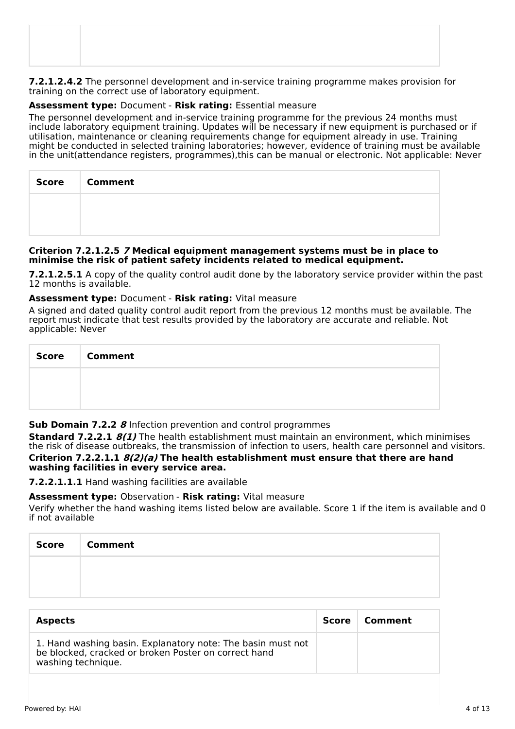| | |
|---|---|
| | |

**7.2.1.2.4.2** The personnel development and in-service training programme makes provision for training on the correct use of laboratory equipment.

**Assessment type:** Document - **Risk rating:** Essential measure

The personnel development and in-service training programme for the previous 24 months must include laboratory equipment training. Updates will be necessary if new equipment is purchased or if utilisation, maintenance or cleaning requirements change for equipment already in use. Training might be conducted in selected training laboratories; however, evidence of training must be available in the unit(attendance registers, programmes),this can be manual or electronic. Not applicable: Never

| Score | Comment |
|---|---|
| | |

**Criterion 7.2.1.2.5** ***7*** **Medical equipment management systems must be in place to minimise the risk of patient safety incidents related to medical equipment.**

**7.2.1.2.5.1** A copy of the quality control audit done by the laboratory service provider within the past 12 months is available.

**Assessment type:** Document - **Risk rating:** Vital measure

A signed and dated quality control audit report from the previous 12 months must be available. The report must indicate that test results provided by the laboratory are accurate and reliable. Not applicable: Never

| Score | Comment |
|---|---|
| | |

**Sub Domain 7.2.2** ***8*** Infection prevention and control programmes

**Standard 7.2.2.1** ***8(1)*** The health establishment must maintain an environment, which minimises the risk of disease outbreaks, the transmission of infection to users, health care personnel and visitors.

**Criterion 7.2.2.1.1** ***8(2)(a)*** **The health establishment must ensure that there are hand washing facilities in every service area.**

**7.2.2.1.1.1** Hand washing facilities are available

**Assessment type:** Observation - **Risk rating:** Vital measure

Verify whether the hand washing items listed below are available. Score 1 if the item is available and 0 if not available

| Score | Comment |
|---|---|
| | |

| Aspects | Score | Comment |
|---|---|---|
| 1. Hand washing basin. Explanatory note: The basin must not be blocked, cracked or broken Poster on correct hand washing technique. | | |
| | | |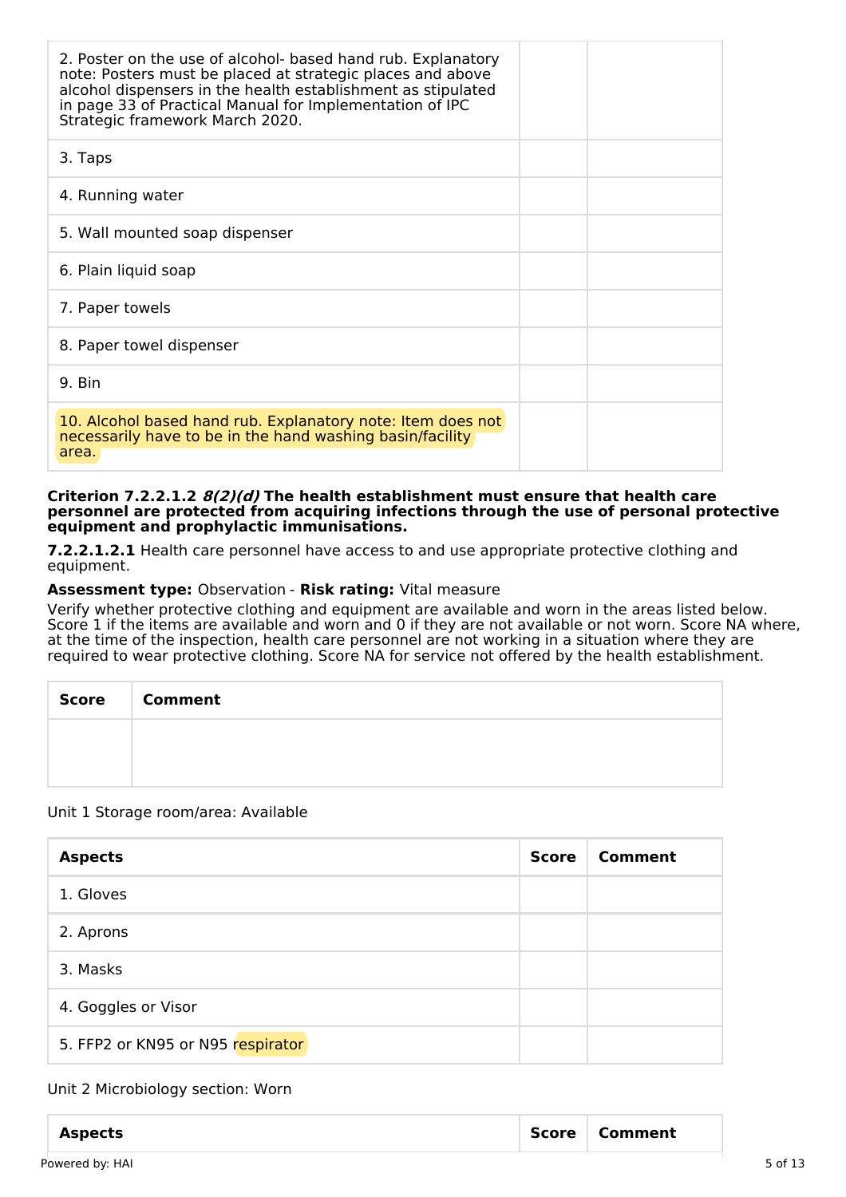| | | |
|---|---|---|
| 2. Poster on the use of alcohol- based hand rub. Explanatory note: Posters must be placed at strategic places and above alcohol dispensers in the health establishment as stipulated in page 33 of Practical Manual for Implementation of IPC Strategic framework March 2020. | | |
| 3. Taps | | |
| 4. Running water | | |
| 5. Wall mounted soap dispenser | | |
| 6. Plain liquid soap | | |
| 7. Paper towels | | |
| 8. Paper towel dispenser | | |
| 9. Bin | | |
| 10. Alcohol based hand rub. Explanatory note: Item does not necessarily have to be in the hand washing basin/facility area. | | |

**Criterion 7.2.2.1.2 *8(2)(d)* The health establishment must ensure that health care personnel are protected from acquiring infections through the use of personal protective equipment and prophylactic immunisations.**

**7.2.2.1.2.1** Health care personnel have access to and use appropriate protective clothing and equipment.

**Assessment type:** Observation - **Risk rating:** Vital measure

Verify whether protective clothing and equipment are available and worn in the areas listed below. Score 1 if the items are available and worn and 0 if they are not available or not worn. Score NA where, at the time of the inspection, health care personnel are not working in a situation where they are required to wear protective clothing. Score NA for service not offered by the health establishment.

| Score | Comment |
|---|---|
| | |

Unit 1 Storage room/area: Available

| Aspects | Score | Comment |
|---|---|---|
| 1. Gloves | | |
| 2. Aprons | | |
| 3. Masks | | |
| 4. Goggles or Visor | | |
| 5. FFP2 or KN95 or N95 respirator | | |

Unit 2 Microbiology section: Worn

| Aspects | Score | Comment |
|---|---|---|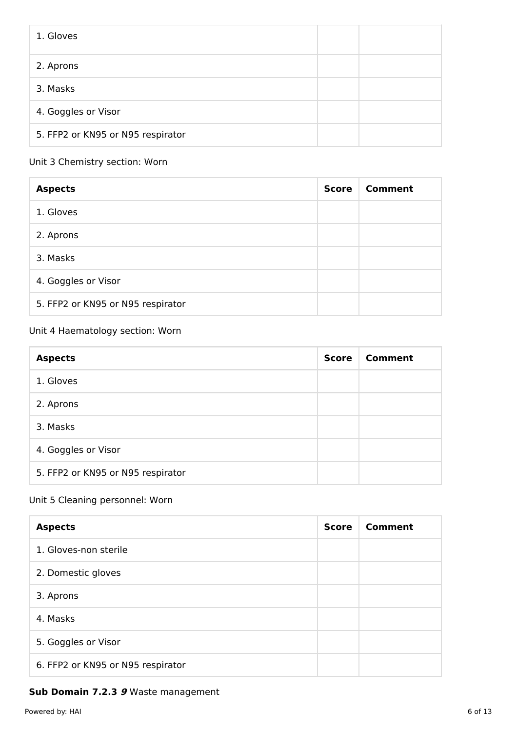| | | |
|---|---|---|
| 1. Gloves | | |
| 2. Aprons | | |
| 3. Masks | | |
| 4. Goggles or Visor | | |
| 5. FFP2 or KN95 or N95 respirator | | |

Unit 3 Chemistry section: Worn

| **Aspects** | **Score** | **Comment** |
|---|---|---|
| 1. Gloves | | |
| 2. Aprons | | |
| 3. Masks | | |
| 4. Goggles or Visor | | |
| 5. FFP2 or KN95 or N95 respirator | | |

Unit 4 Haematology section: Worn

| **Aspects** | **Score** | **Comment** |
|---|---|---|
| 1. Gloves | | |
| 2. Aprons | | |
| 3. Masks | | |
| 4. Goggles or Visor | | |
| 5. FFP2 or KN95 or N95 respirator | | |

Unit 5 Cleaning personnel: Worn

| **Aspects** | **Score** | **Comment** |
|---|---|---|
| 1. Gloves-non sterile | | |
| 2. Domestic gloves | | |
| 3. Aprons | | |
| 4. Masks | | |
| 5. Goggles or Visor | | |
| 6. FFP2 or KN95 or N95 respirator | | |

**Sub Domain 7.2.3** ***9*** Waste management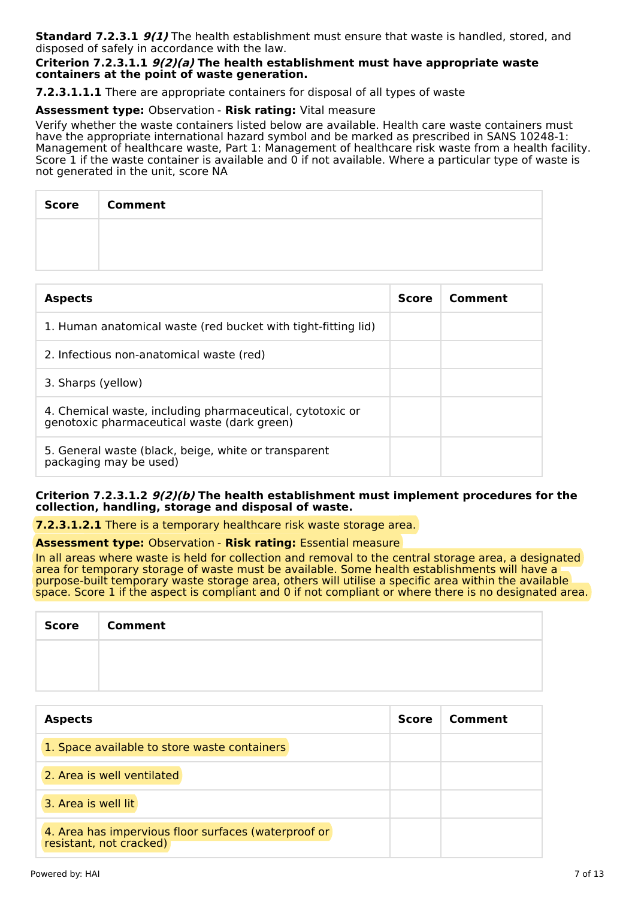**Standard 7.2.3.1** ***9(1)*** The health establishment must ensure that waste is handled, stored, and disposed of safely in accordance with the law.

**Criterion 7.2.3.1.1** ***9(2)(a)*** **The health establishment must have appropriate waste containers at the point of waste generation.**

**7.2.3.1.1.1** There are appropriate containers for disposal of all types of waste

**Assessment type:** Observation - **Risk rating:** Vital measure

Verify whether the waste containers listed below are available. Health care waste containers must have the appropriate international hazard symbol and be marked as prescribed in SANS 10248-1: Management of healthcare waste, Part 1: Management of healthcare risk waste from a health facility. Score 1 if the waste container is available and 0 if not available. Where a particular type of waste is not generated in the unit, score NA

| Score | Comment |
| --- | --- |
| | |

| Aspects | Score | Comment |
| --- | --- | --- |
| 1. Human anatomical waste (red bucket with tight-fitting lid) | | |
| 2. Infectious non-anatomical waste (red) | | |
| 3. Sharps (yellow) | | |
| 4. Chemical waste, including pharmaceutical, cytotoxic or genotoxic pharmaceutical waste (dark green) | | |
| 5. General waste (black, beige, white or transparent packaging may be used) | | |

**Criterion 7.2.3.1.2** ***9(2)(b)*** **The health establishment must implement procedures for the collection, handling, storage and disposal of waste.**

**7.2.3.1.2.1** There is a temporary healthcare risk waste storage area.

**Assessment type:** Observation - **Risk rating:** Essential measure

In all areas where waste is held for collection and removal to the central storage area, a designated area for temporary storage of waste must be available. Some health establishments will have a purpose-built temporary waste storage area, others will utilise a specific area within the available space. Score 1 if the aspect is compliant and 0 if not compliant or where there is no designated area.

| Score | Comment |
| --- | --- |
| | |

| Aspects | Score | Comment |
| --- | --- | --- |
| 1. Space available to store waste containers | | |
| 2. Area is well ventilated | | |
| 3. Area is well lit | | |
| 4. Area has impervious floor surfaces (waterproof or resistant, not cracked) | | |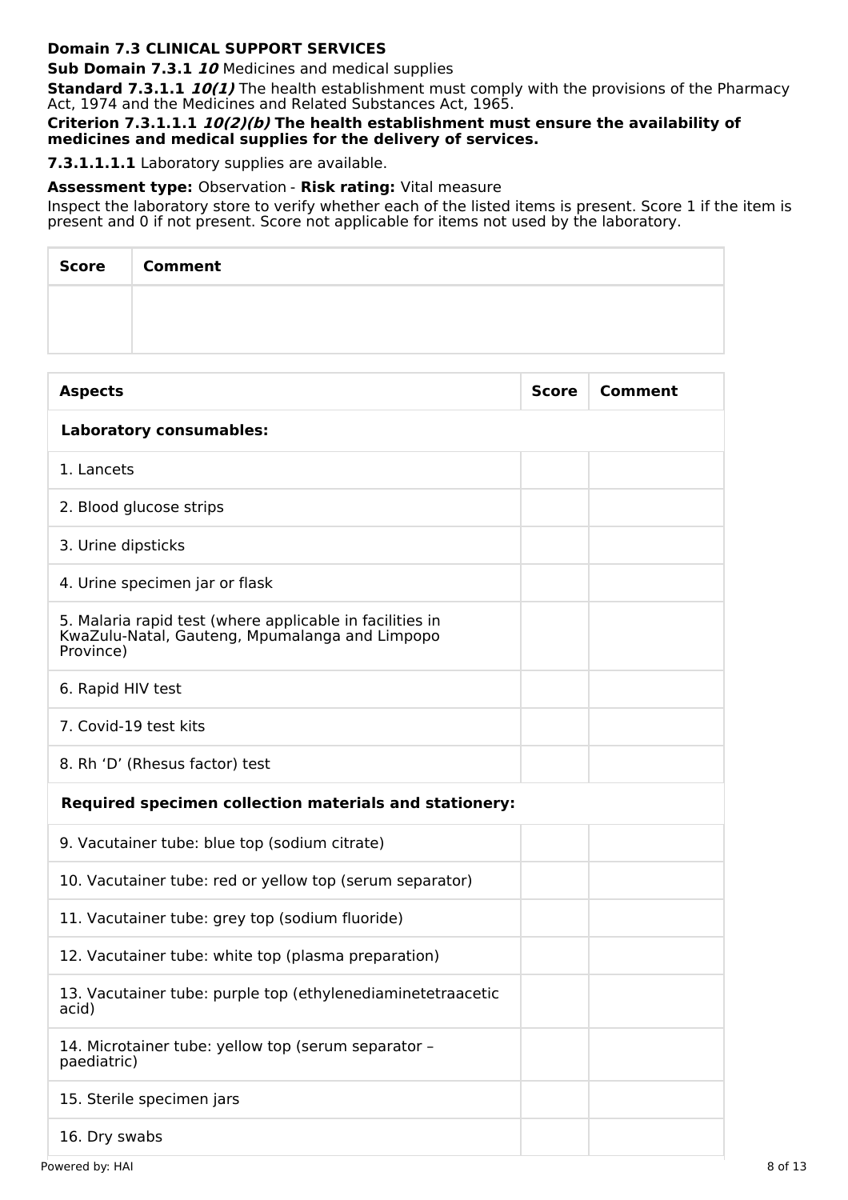**Domain 7.3 CLINICAL SUPPORT SERVICES**

**Sub Domain 7.3.1** ***10*** Medicines and medical supplies

**Standard 7.3.1.1** ***10(1)*** The health establishment must comply with the provisions of the Pharmacy Act, 1974 and the Medicines and Related Substances Act, 1965.

**Criterion 7.3.1.1.1** ***10(2)(b)*** **The health establishment must ensure the availability of medicines and medical supplies for the delivery of services.**

**7.3.1.1.1.1** Laboratory supplies are available.

**Assessment type:** Observation - **Risk rating:** Vital measure

Inspect the laboratory store to verify whether each of the listed items is present. Score 1 if the item is present and 0 if not present. Score not applicable for items not used by the laboratory.

| Score | Comment |
| --- | --- |
| | |

| Aspects | Score | Comment |
| --- | --- | --- |
| **Laboratory consumables:** | | |
| 1. Lancets | | |
| 2. Blood glucose strips | | |
| 3. Urine dipsticks | | |
| 4. Urine specimen jar or flask | | |
| 5. Malaria rapid test (where applicable in facilities in KwaZulu-Natal, Gauteng, Mpumalanga and Limpopo Province) | | |
| 6. Rapid HIV test | | |
| 7. Covid-19 test kits | | |
| 8. Rh ‘D’ (Rhesus factor) test | | |
| **Required specimen collection materials and stationery:** | | |
| 9. Vacutainer tube: blue top (sodium citrate) | | |
| 10. Vacutainer tube: red or yellow top (serum separator) | | |
| 11. Vacutainer tube: grey top (sodium fluoride) | | |
| 12. Vacutainer tube: white top (plasma preparation) | | |
| 13. Vacutainer tube: purple top (ethylenediaminetetraacetic acid) | | |
| 14. Microtainer tube: yellow top (serum separator – paediatric) | | |
| 15. Sterile specimen jars | | |
| 16. Dry swabs | | |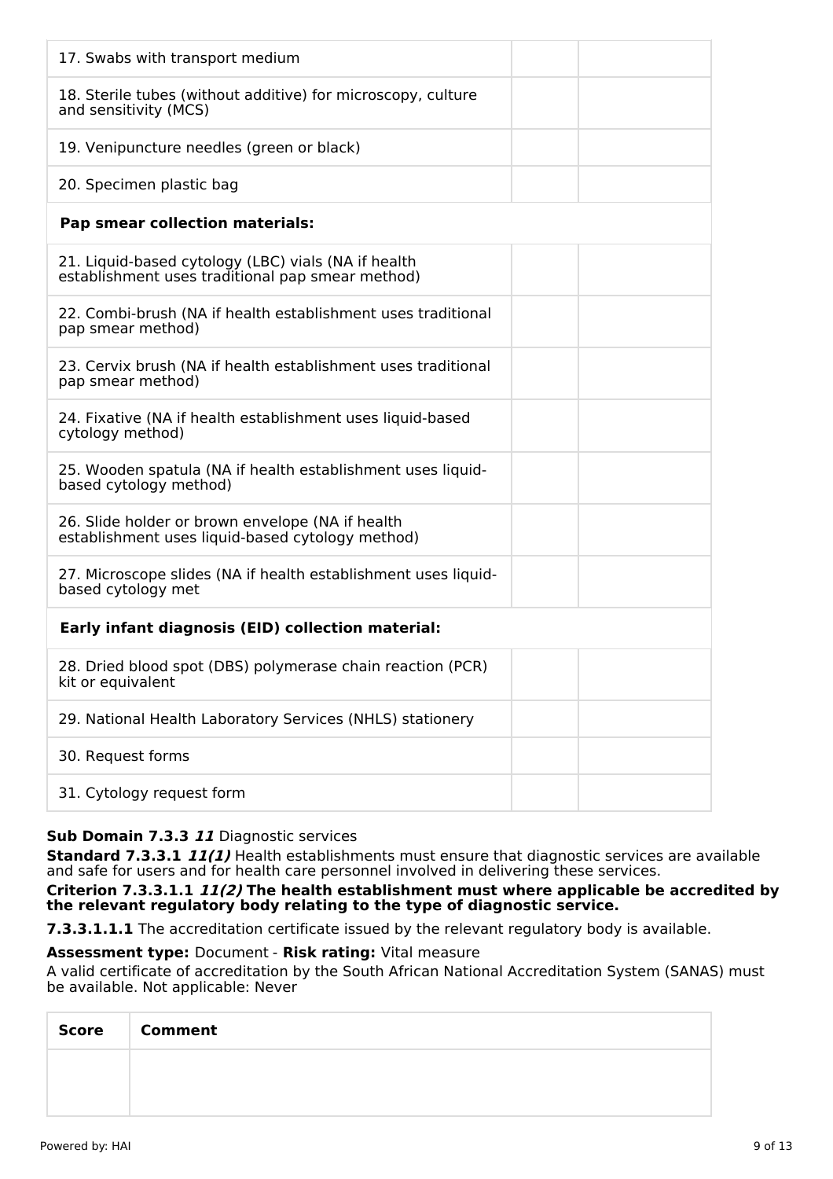| | | |
|---|---|---|
| 17. Swabs with transport medium | | |
| 18. Sterile tubes (without additive) for microscopy, culture and sensitivity (MCS) | | |
| 19. Venipuncture needles (green or black) | | |
| 20. Specimen plastic bag | | |
| **Pap smear collection materials:** | | |
| 21. Liquid-based cytology (LBC) vials (NA if health establishment uses traditional pap smear method) | | |
| 22. Combi-brush (NA if health establishment uses traditional pap smear method) | | |
| 23. Cervix brush (NA if health establishment uses traditional pap smear method) | | |
| 24. Fixative (NA if health establishment uses liquid-based cytology method) | | |
| 25. Wooden spatula (NA if health establishment uses liquid-based cytology method) | | |
| 26. Slide holder or brown envelope (NA if health establishment uses liquid-based cytology method) | | |
| 27. Microscope slides (NA if health establishment uses liquid-based cytology met | | |
| **Early infant diagnosis (EID) collection material:** | | |
| 28. Dried blood spot (DBS) polymerase chain reaction (PCR) kit or equivalent | | |
| 29. National Health Laboratory Services (NHLS) stationery | | |
| 30. Request forms | | |
| 31. Cytology request form | | |

**Sub Domain 7.3.3** ***11*** Diagnostic services

**Standard 7.3.3.1** ***11(1)*** Health establishments must ensure that diagnostic services are available and safe for users and for health care personnel involved in delivering these services.

**Criterion 7.3.3.1.1** ***11(2)*** **The health establishment must where applicable be accredited by the relevant regulatory body relating to the type of diagnostic service.**

**7.3.3.1.1.1** The accreditation certificate issued by the relevant regulatory body is available.

**Assessment type:** Document - **Risk rating:** Vital measure

A valid certificate of accreditation by the South African National Accreditation System (SANAS) must be available. Not applicable: Never

| Score | Comment |
|---|---|
| | |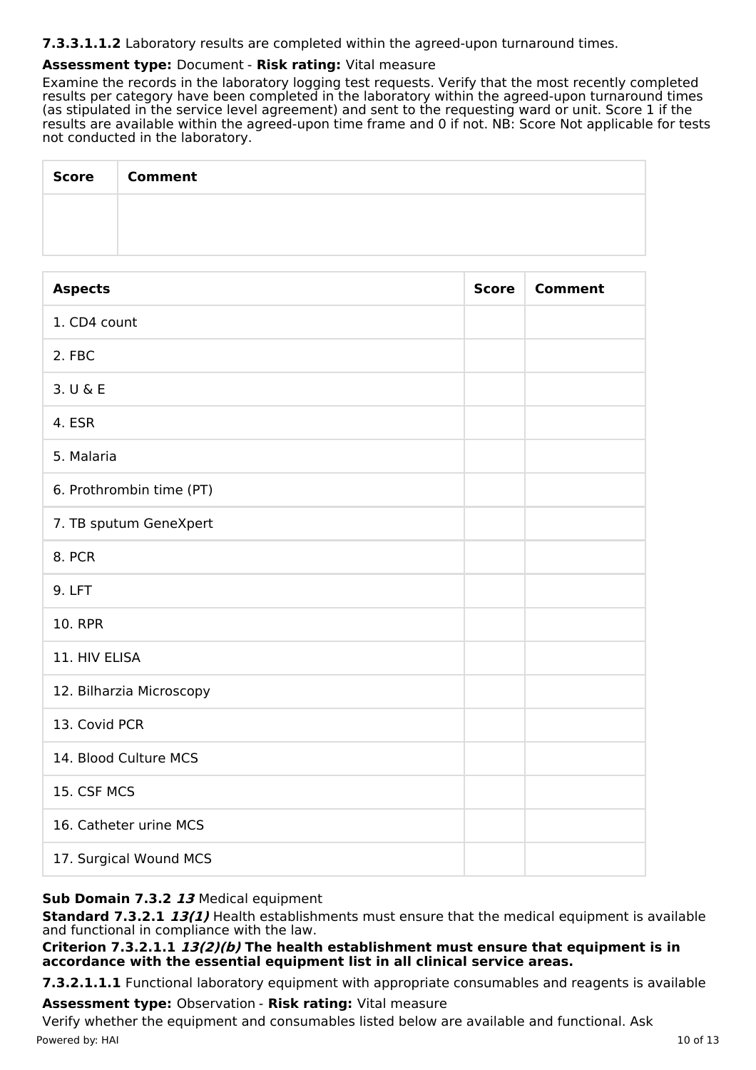**7.3.3.1.1.2** Laboratory results are completed within the agreed-upon turnaround times.

**Assessment type:** Document - **Risk rating:** Vital measure

Examine the records in the laboratory logging test requests. Verify that the most recently completed results per category have been completed in the laboratory within the agreed-upon turnaround times (as stipulated in the service level agreement) and sent to the requesting ward or unit. Score 1 if the results are available within the agreed-upon time frame and 0 if not. NB: Score Not applicable for tests not conducted in the laboratory.

| Score | Comment |
|---|---|
| | |

| Aspects | Score | Comment |
|---|---|---|
| 1. CD4 count | | |
| 2. FBC | | |
| 3. U & E | | |
| 4. ESR | | |
| 5. Malaria | | |
| 6. Prothrombin time (PT) | | |
| 7. TB sputum GeneXpert | | |
| 8. PCR | | |
| 9. LFT | | |
| 10. RPR | | |
| 11. HIV ELISA | | |
| 12. Bilharzia Microscopy | | |
| 13. Covid PCR | | |
| 14. Blood Culture MCS | | |
| 15. CSF MCS | | |
| 16. Catheter urine MCS | | |
| 17. Surgical Wound MCS | | |

**Sub Domain 7.3.2** ***13*** Medical equipment

**Standard 7.3.2.1** ***13(1)*** Health establishments must ensure that the medical equipment is available and functional in compliance with the law.

**Criterion 7.3.2.1.1** ***13(2)(b)*** **The health establishment must ensure that equipment is in accordance with the essential equipment list in all clinical service areas.**

**7.3.2.1.1.1** Functional laboratory equipment with appropriate consumables and reagents is available

**Assessment type:** Observation - **Risk rating:** Vital measure

Verify whether the equipment and consumables listed below are available and functional. Ask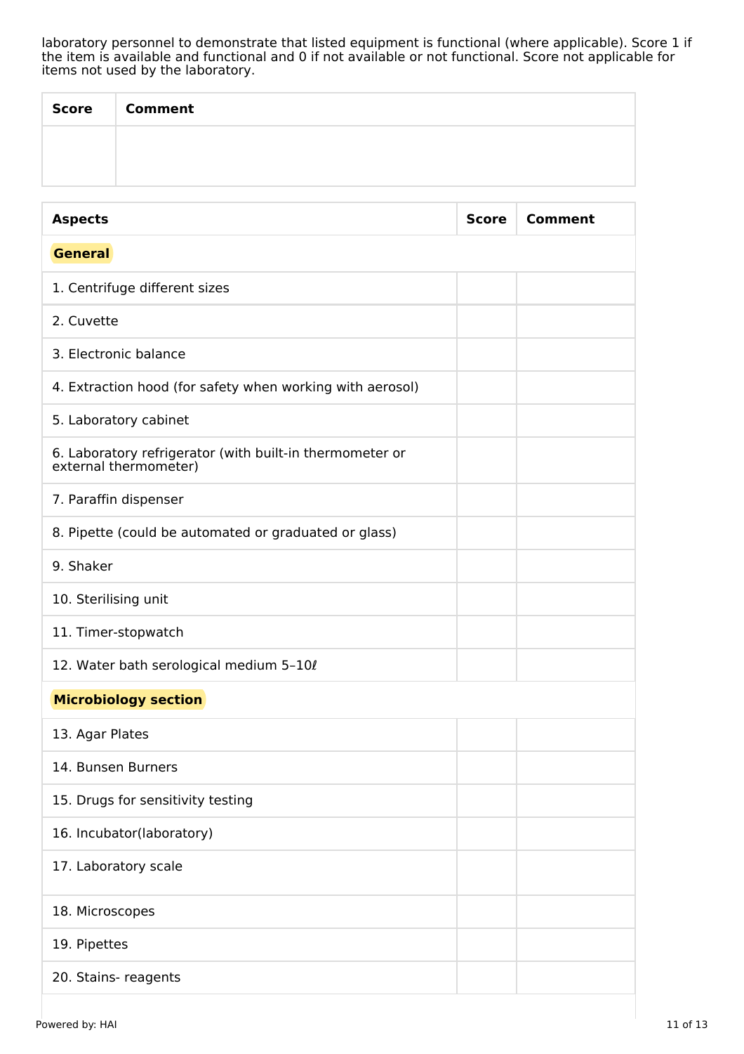laboratory personnel to demonstrate that listed equipment is functional (where applicable). Score 1 if the item is available and functional and 0 if not available or not functional. Score not applicable for items not used by the laboratory.

| Score | Comment |
| --- | --- |
| | |

| Aspects | Score | Comment |
| --- | --- | --- |
| **General** | | |
| 1. Centrifuge different sizes | | |
| 2. Cuvette | | |
| 3. Electronic balance | | |
| 4. Extraction hood (for safety when working with aerosol) | | |
| 5. Laboratory cabinet | | |
| 6. Laboratory refrigerator (with built-in thermometer or external thermometer) | | |
| 7. Paraffin dispenser | | |
| 8. Pipette (could be automated or graduated or glass) | | |
| 9. Shaker | | |
| 10. Sterilising unit | | |
| 11. Timer-stopwatch | | |
| 12. Water bath serological medium 5–10ℓ | | |
| **Microbiology section** | | |
| 13. Agar Plates | | |
| 14. Bunsen Burners | | |
| 15. Drugs for sensitivity testing | | |
| 16. Incubator(laboratory) | | |
| 17. Laboratory scale | | |
| 18. Microscopes | | |
| 19. Pipettes | | |
| 20. Stains- reagents | | |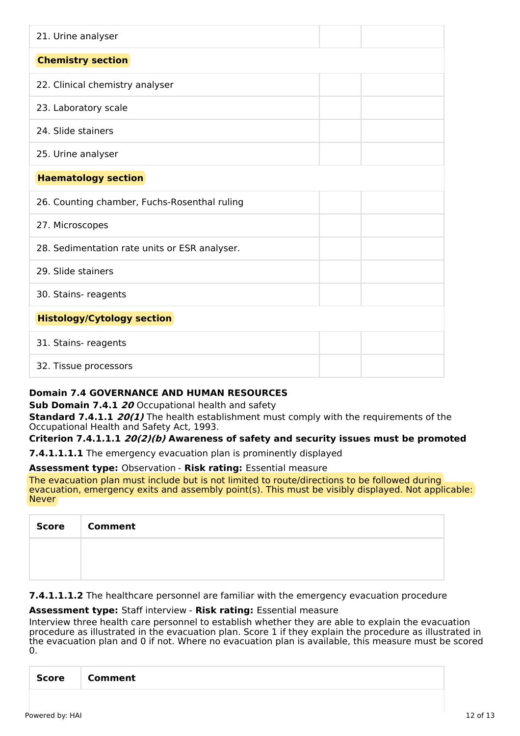| | | |
|---|---|---|
| 21. Urine analyser | | |
| **Chemistry section** | | |
| 22. Clinical chemistry analyser | | |
| 23. Laboratory scale | | |
| 24. Slide stainers | | |
| 25. Urine analyser | | |
| **Haematology section** | | |
| 26. Counting chamber, Fuchs-Rosenthal ruling | | |
| 27. Microscopes | | |
| 28. Sedimentation rate units or ESR analyser. | | |
| 29. Slide stainers | | |
| 30. Stains- reagents | | |
| **Histology/Cytology section** | | |
| 31. Stains- reagents | | |
| 32. Tissue processors | | |

**Domain 7.4 GOVERNANCE AND HUMAN RESOURCES**

**Sub Domain 7.4.1** ***20*** Occupational health and safety

**Standard 7.4.1.1** ***20(1)*** The health establishment must comply with the requirements of the Occupational Health and Safety Act, 1993.

**Criterion 7.4.1.1.1** ***20(2)(b)*** **Awareness of safety and security issues must be promoted**

**7.4.1.1.1.1** The emergency evacuation plan is prominently displayed

**Assessment type:** Observation - **Risk rating:** Essential measure

The evacuation plan must include but is not limited to route/directions to be followed during evacuation, emergency exits and assembly point(s). This must be visibly displayed. Not applicable: Never

| Score | Comment |
|---|---|
| | |

**7.4.1.1.1.2** The healthcare personnel are familiar with the emergency evacuation procedure

**Assessment type:** Staff interview - **Risk rating:** Essential measure

Interview three health care personnel to establish whether they are able to explain the evacuation procedure as illustrated in the evacuation plan. Score 1 if they explain the procedure as illustrated in the evacuation plan and 0 if not. Where no evacuation plan is available, this measure must be scored 0.

| Score | Comment |
|---|---|
| | |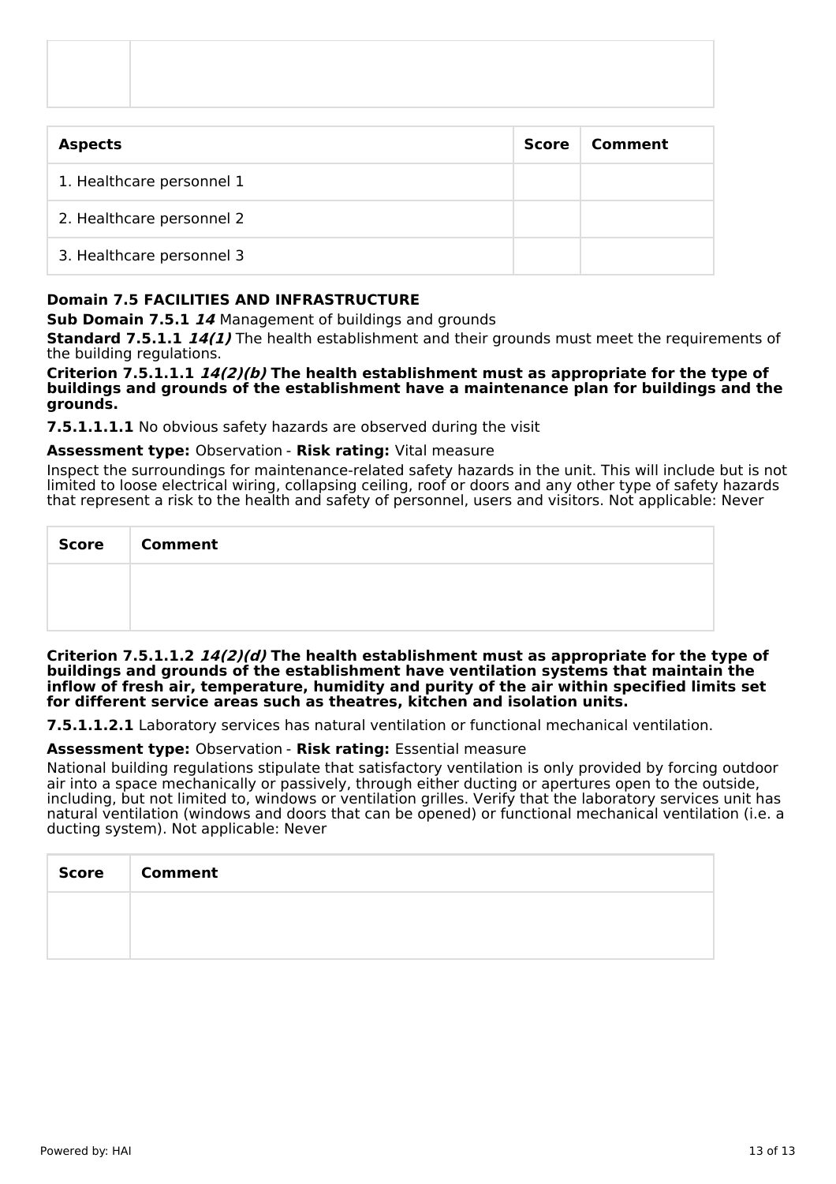| | |
|---|---|
| | |

| Aspects | Score | Comment |
|---|---|---|
| 1. Healthcare personnel 1 | | |
| 2. Healthcare personnel 2 | | |
| 3. Healthcare personnel 3 | | |

### Domain 7.5 FACILITIES AND INFRASTRUCTURE

**Sub Domain 7.5.1** ***14*** Management of buildings and grounds

**Standard 7.5.1.1** ***14(1)*** The health establishment and their grounds must meet the requirements of the building regulations.

**Criterion 7.5.1.1.1** ***14(2)(b)*** **The health establishment must as appropriate for the type of buildings and grounds of the establishment have a maintenance plan for buildings and the grounds.**

**7.5.1.1.1.1** No obvious safety hazards are observed during the visit

**Assessment type:** Observation - **Risk rating:** Vital measure

Inspect the surroundings for maintenance-related safety hazards in the unit. This will include but is not limited to loose electrical wiring, collapsing ceiling, roof or doors and any other type of safety hazards that represent a risk to the health and safety of personnel, users and visitors. Not applicable: Never

| Score | Comment |
|---|---|
| | |

**Criterion 7.5.1.1.2** ***14(2)(d)*** **The health establishment must as appropriate for the type of buildings and grounds of the establishment have ventilation systems that maintain the inflow of fresh air, temperature, humidity and purity of the air within specified limits set for different service areas such as theatres, kitchen and isolation units.**

**7.5.1.1.2.1** Laboratory services has natural ventilation or functional mechanical ventilation.

**Assessment type:** Observation - **Risk rating:** Essential measure

National building regulations stipulate that satisfactory ventilation is only provided by forcing outdoor air into a space mechanically or passively, through either ducting or apertures open to the outside, including, but not limited to, windows or ventilation grilles. Verify that the laboratory services unit has natural ventilation (windows and doors that can be opened) or functional mechanical ventilation (i.e. a ducting system). Not applicable: Never

| Score | Comment |
|---|---|
| | |